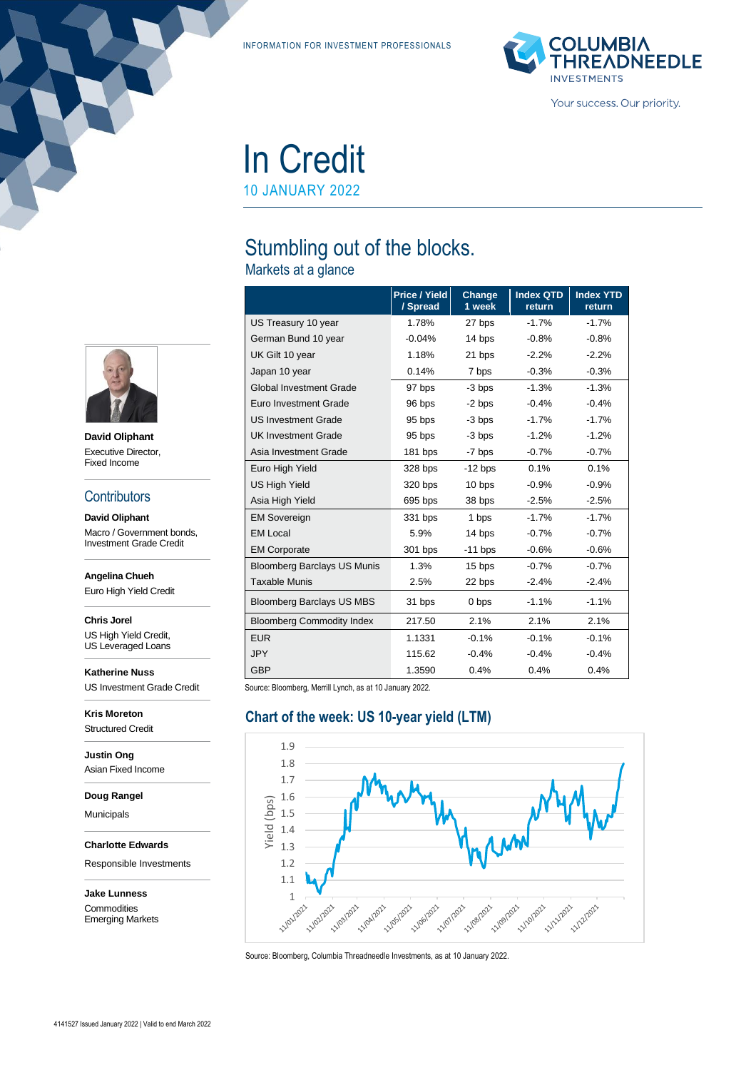INFORMATION FOR INVESTMENT PROFESSIONALS

# In Credit

10 JANUARY 2022

## Stumbling out of the blocks.

### Markets at a glance

| | Price / Yield / Spread | Change 1 week | Index QTD return | Index YTD return |
|---|---|---|---|---|
| US Treasury 10 year | 1.78% | 27 bps | -1.7% | -1.7% |
| German Bund 10 year | -0.04% | 14 bps | -0.8% | -0.8% |
| UK Gilt 10 year | 1.18% | 21 bps | -2.2% | -2.2% |
| Japan 10 year | 0.14% | 7 bps | -0.3% | -0.3% |
| Global Investment Grade | 97 bps | -3 bps | -1.3% | -1.3% |
| Euro Investment Grade | 96 bps | -2 bps | -0.4% | -0.4% |
| US Investment Grade | 95 bps | -3 bps | -1.7% | -1.7% |
| UK Investment Grade | 95 bps | -3 bps | -1.2% | -1.2% |
| Asia Investment Grade | 181 bps | -7 bps | -0.7% | -0.7% |
| Euro High Yield | 328 bps | -12 bps | 0.1% | 0.1% |
| US High Yield | 320 bps | 10 bps | -0.9% | -0.9% |
| Asia High Yield | 695 bps | 38 bps | -2.5% | -2.5% |
| EM Sovereign | 331 bps | 1 bps | -1.7% | -1.7% |
| EM Local | 5.9% | 14 bps | -0.7% | -0.7% |
| EM Corporate | 301 bps | -11 bps | -0.6% | -0.6% |
| Bloomberg Barclays US Munis | 1.3% | 15 bps | -0.7% | -0.7% |
| Taxable Munis | 2.5% | 22 bps | -2.4% | -2.4% |
| Bloomberg Barclays US MBS | 31 bps | 0 bps | -1.1% | -1.1% |
| Bloomberg Commodity Index | 217.50 | 2.1% | 2.1% | 2.1% |
| EUR | 1.1331 | -0.1% | -0.1% | -0.1% |
| JPY | 115.62 | -0.4% | -0.4% | -0.4% |
| GBP | 1.3590 | 0.4% | 0.4% | 0.4% |

Source: Bloomberg, Merrill Lynch, as at 10 January 2022.

### Chart of the week: US 10-year yield (LTM)

Yield (bps)
1.9
1.8
1.7
1.6
1.5
1.4
1.3
1.2
1.1
1
11/01/2021 11/02/2021 11/03/2021 11/04/2021 11/05/2021 11/06/2021 11/07/2021 11/08/2021 11/09/2021 11/10/2021 11/11/2021 11/12/2021

Source: Bloomberg, Columbia Threadneedle Investments, as at 10 January 2022.

**David Oliphant**
Executive Director,
Fixed Income

## Contributors

**David Oliphant**
Macro / Government bonds, Investment Grade Credit

**Angelina Chueh**
Euro High Yield Credit

**Chris Jorel**
US High Yield Credit, US Leveraged Loans

**Katherine Nuss**
US Investment Grade Credit

**Kris Moreton**
Structured Credit

**Justin Ong**
Asian Fixed Income

**Doug Rangel**
Municipals

**Charlotte Edwards**
Responsible Investments

**Jake Lunness**
Commodities
Emerging Markets

4141527 Issued January 2022 | Valid to end March 2022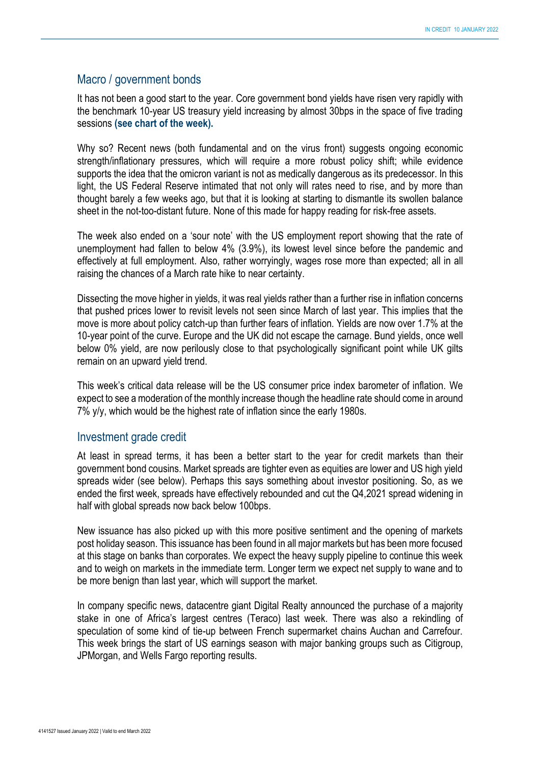## Macro / government bonds

It has not been a good start to the year. Core government bond yields have risen very rapidly with the benchmark 10-year US treasury yield increasing by almost 30bps in the space of five trading sessions **(see chart of the week).**

Why so? Recent news (both fundamental and on the virus front) suggests ongoing economic strength/inflationary pressures, which will require a more robust policy shift; while evidence supports the idea that the omicron variant is not as medically dangerous as its predecessor. In this light, the US Federal Reserve intimated that not only will rates need to rise, and by more than thought barely a few weeks ago, but that it is looking at starting to dismantle its swollen balance sheet in the not-too-distant future. None of this made for happy reading for risk-free assets.

The week also ended on a 'sour note' with the US employment report showing that the rate of unemployment had fallen to below 4% (3.9%), its lowest level since before the pandemic and effectively at full employment. Also, rather worryingly, wages rose more than expected; all in all raising the chances of a March rate hike to near certainty.

Dissecting the move higher in yields, it was real yields rather than a further rise in inflation concerns that pushed prices lower to revisit levels not seen since March of last year. This implies that the move is more about policy catch-up than further fears of inflation. Yields are now over 1.7% at the 10-year point of the curve. Europe and the UK did not escape the carnage. Bund yields, once well below 0% yield, are now perilously close to that psychologically significant point while UK gilts remain on an upward yield trend.

This week's critical data release will be the US consumer price index barometer of inflation. We expect to see a moderation of the monthly increase though the headline rate should come in around 7% y/y, which would be the highest rate of inflation since the early 1980s.

## Investment grade credit

At least in spread terms, it has been a better start to the year for credit markets than their government bond cousins. Market spreads are tighter even as equities are lower and US high yield spreads wider (see below). Perhaps this says something about investor positioning. So, as we ended the first week, spreads have effectively rebounded and cut the Q4,2021 spread widening in half with global spreads now back below 100bps.

New issuance has also picked up with this more positive sentiment and the opening of markets post holiday season. This issuance has been found in all major markets but has been more focused at this stage on banks than corporates. We expect the heavy supply pipeline to continue this week and to weigh on markets in the immediate term. Longer term we expect net supply to wane and to be more benign than last year, which will support the market.

In company specific news, datacentre giant Digital Realty announced the purchase of a majority stake in one of Africa's largest centres (Teraco) last week. There was also a rekindling of speculation of some kind of tie-up between French supermarket chains Auchan and Carrefour. This week brings the start of US earnings season with major banking groups such as Citigroup, JPMorgan, and Wells Fargo reporting results.

4141527 Issued January 2022 | Valid to end March 2022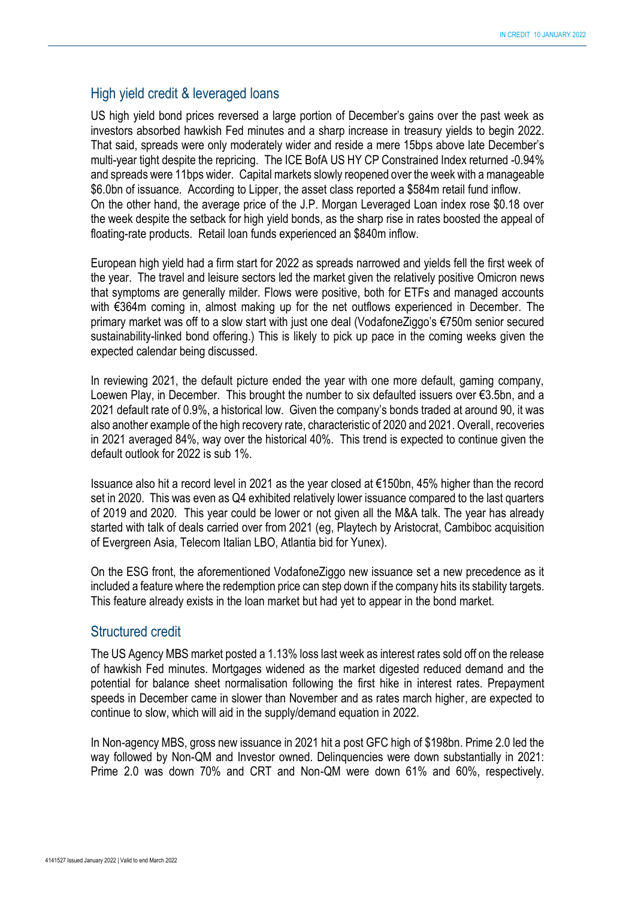## High yield credit & leveraged loans

US high yield bond prices reversed a large portion of December's gains over the past week as investors absorbed hawkish Fed minutes and a sharp increase in treasury yields to begin 2022. That said, spreads were only moderately wider and reside a mere 15bps above late December's multi-year tight despite the repricing. The ICE BofA US HY CP Constrained Index returned -0.94% and spreads were 11bps wider. Capital markets slowly reopened over the week with a manageable $6.0bn of issuance. According to Lipper, the asset class reported a $584m retail fund inflow. On the other hand, the average price of the J.P. Morgan Leveraged Loan index rose $0.18 over the week despite the setback for high yield bonds, as the sharp rise in rates boosted the appeal of floating-rate products. Retail loan funds experienced an $840m inflow.

European high yield had a firm start for 2022 as spreads narrowed and yields fell the first week of the year. The travel and leisure sectors led the market given the relatively positive Omicron news that symptoms are generally milder. Flows were positive, both for ETFs and managed accounts with €364m coming in, almost making up for the net outflows experienced in December. The primary market was off to a slow start with just one deal (VodafoneZiggo's €750m senior secured sustainability-linked bond offering.) This is likely to pick up pace in the coming weeks given the expected calendar being discussed.

In reviewing 2021, the default picture ended the year with one more default, gaming company, Loewen Play, in December. This brought the number to six defaulted issuers over €3.5bn, and a 2021 default rate of 0.9%, a historical low. Given the company's bonds traded at around 90, it was also another example of the high recovery rate, characteristic of 2020 and 2021. Overall, recoveries in 2021 averaged 84%, way over the historical 40%. This trend is expected to continue given the default outlook for 2022 is sub 1%.

Issuance also hit a record level in 2021 as the year closed at €150bn, 45% higher than the record set in 2020. This was even as Q4 exhibited relatively lower issuance compared to the last quarters of 2019 and 2020. This year could be lower or not given all the M&A talk. The year has already started with talk of deals carried over from 2021 (eg, Playtech by Aristocrat, Cambiboc acquisition of Evergreen Asia, Telecom Italian LBO, Atlantia bid for Yunex).

On the ESG front, the aforementioned VodafoneZiggo new issuance set a new precedence as it included a feature where the redemption price can step down if the company hits its stability targets. This feature already exists in the loan market but had yet to appear in the bond market.

## Structured credit

The US Agency MBS market posted a 1.13% loss last week as interest rates sold off on the release of hawkish Fed minutes. Mortgages widened as the market digested reduced demand and the potential for balance sheet normalisation following the first hike in interest rates. Prepayment speeds in December came in slower than November and as rates march higher, are expected to continue to slow, which will aid in the supply/demand equation in 2022.

In Non-agency MBS, gross new issuance in 2021 hit a post GFC high of $198bn. Prime 2.0 led the way followed by Non-QM and Investor owned. Delinquencies were down substantially in 2021: Prime 2.0 was down 70% and CRT and Non-QM were down 61% and 60%, respectively.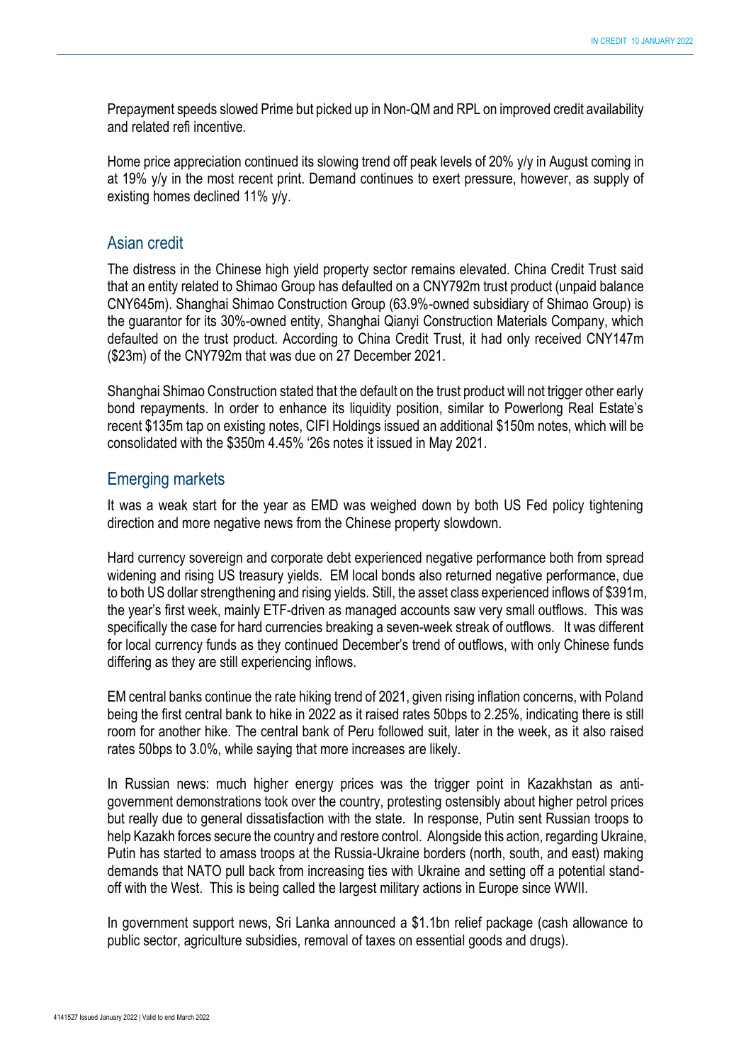Prepayment speeds slowed Prime but picked up in Non-QM and RPL on improved credit availability and related refi incentive.

Home price appreciation continued its slowing trend off peak levels of 20% y/y in August coming in at 19% y/y in the most recent print. Demand continues to exert pressure, however, as supply of existing homes declined 11% y/y.

## Asian credit

The distress in the Chinese high yield property sector remains elevated. China Credit Trust said that an entity related to Shimao Group has defaulted on a CNY792m trust product (unpaid balance CNY645m). Shanghai Shimao Construction Group (63.9%-owned subsidiary of Shimao Group) is the guarantor for its 30%-owned entity, Shanghai Qianyi Construction Materials Company, which defaulted on the trust product. According to China Credit Trust, it had only received CNY147m ($23m) of the CNY792m that was due on 27 December 2021.

Shanghai Shimao Construction stated that the default on the trust product will not trigger other early bond repayments. In order to enhance its liquidity position, similar to Powerlong Real Estate's recent $135m tap on existing notes, CIFI Holdings issued an additional $150m notes, which will be consolidated with the $350m 4.45% '26s notes it issued in May 2021.

## Emerging markets

It was a weak start for the year as EMD was weighed down by both US Fed policy tightening direction and more negative news from the Chinese property slowdown.

Hard currency sovereign and corporate debt experienced negative performance both from spread widening and rising US treasury yields. EM local bonds also returned negative performance, due to both US dollar strengthening and rising yields. Still, the asset class experienced inflows of $391m, the year's first week, mainly ETF-driven as managed accounts saw very small outflows. This was specifically the case for hard currencies breaking a seven-week streak of outflows. It was different for local currency funds as they continued December's trend of outflows, with only Chinese funds differing as they are still experiencing inflows.

EM central banks continue the rate hiking trend of 2021, given rising inflation concerns, with Poland being the first central bank to hike in 2022 as it raised rates 50bps to 2.25%, indicating there is still room for another hike. The central bank of Peru followed suit, later in the week, as it also raised rates 50bps to 3.0%, while saying that more increases are likely.

In Russian news: much higher energy prices was the trigger point in Kazakhstan as anti-government demonstrations took over the country, protesting ostensibly about higher petrol prices but really due to general dissatisfaction with the state. In response, Putin sent Russian troops to help Kazakh forces secure the country and restore control. Alongside this action, regarding Ukraine, Putin has started to amass troops at the Russia-Ukraine borders (north, south, and east) making demands that NATO pull back from increasing ties with Ukraine and setting off a potential stand-off with the West. This is being called the largest military actions in Europe since WWII.

In government support news, Sri Lanka announced a $1.1bn relief package (cash allowance to public sector, agriculture subsidies, removal of taxes on essential goods and drugs).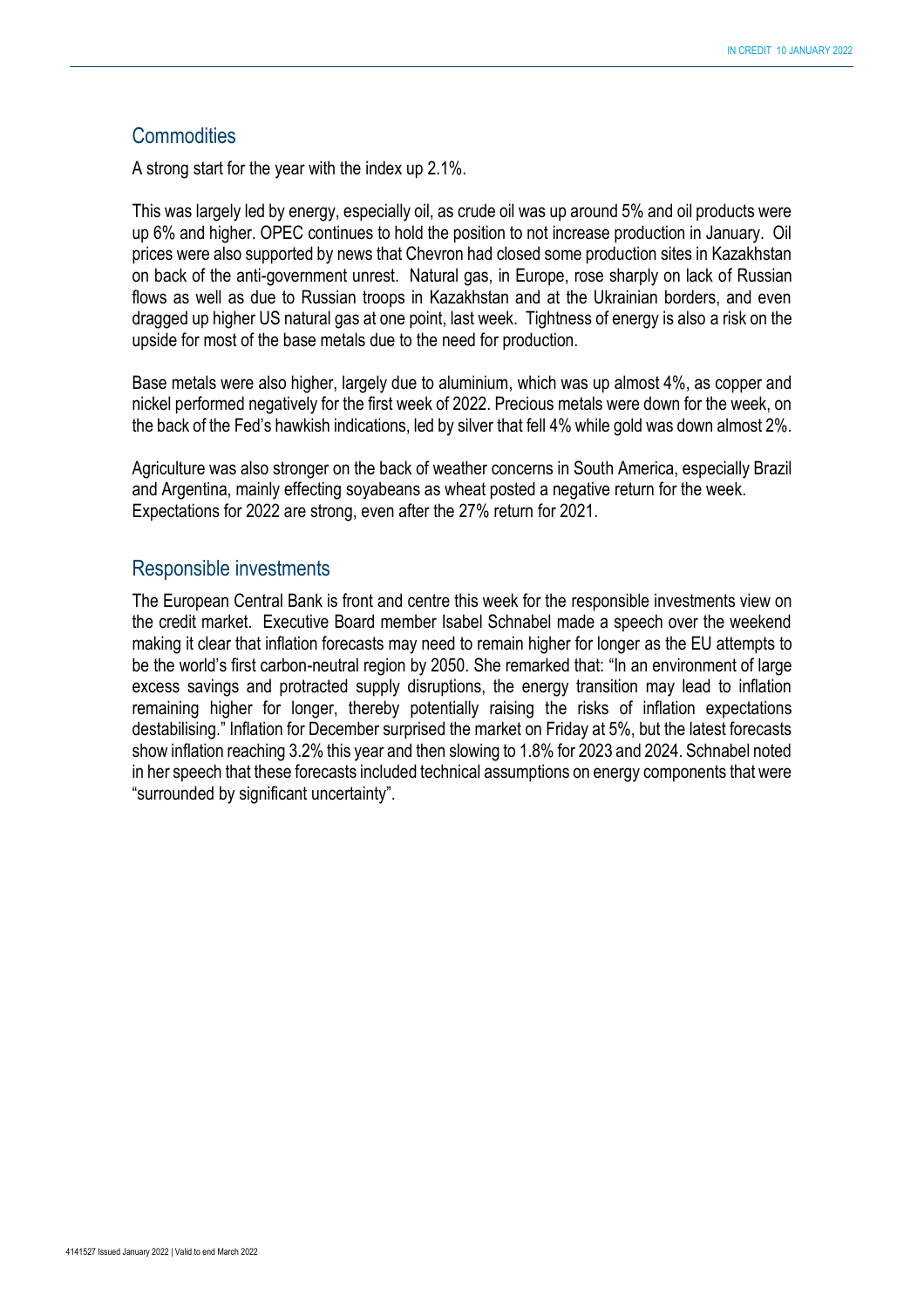## Commodities

A strong start for the year with the index up 2.1%.

This was largely led by energy, especially oil, as crude oil was up around 5% and oil products were up 6% and higher. OPEC continues to hold the position to not increase production in January. Oil prices were also supported by news that Chevron had closed some production sites in Kazakhstan on back of the anti-government unrest. Natural gas, in Europe, rose sharply on lack of Russian flows as well as due to Russian troops in Kazakhstan and at the Ukrainian borders, and even dragged up higher US natural gas at one point, last week. Tightness of energy is also a risk on the upside for most of the base metals due to the need for production.

Base metals were also higher, largely due to aluminium, which was up almost 4%, as copper and nickel performed negatively for the first week of 2022. Precious metals were down for the week, on the back of the Fed's hawkish indications, led by silver that fell 4% while gold was down almost 2%.

Agriculture was also stronger on the back of weather concerns in South America, especially Brazil and Argentina, mainly effecting soyabeans as wheat posted a negative return for the week. Expectations for 2022 are strong, even after the 27% return for 2021.

## Responsible investments

The European Central Bank is front and centre this week for the responsible investments view on the credit market. Executive Board member Isabel Schnabel made a speech over the weekend making it clear that inflation forecasts may need to remain higher for longer as the EU attempts to be the world's first carbon-neutral region by 2050. She remarked that: "In an environment of large excess savings and protracted supply disruptions, the energy transition may lead to inflation remaining higher for longer, thereby potentially raising the risks of inflation expectations destabilising." Inflation for December surprised the market on Friday at 5%, but the latest forecasts show inflation reaching 3.2% this year and then slowing to 1.8% for 2023 and 2024. Schnabel noted in her speech that these forecasts included technical assumptions on energy components that were "surrounded by significant uncertainty".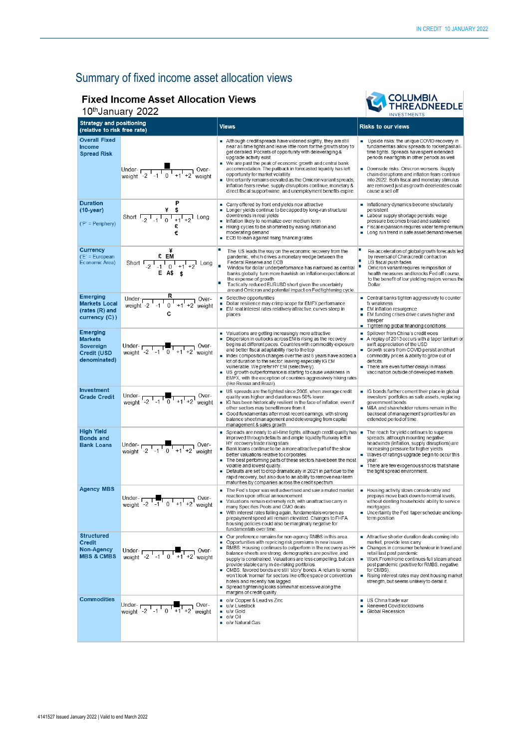# Summary of fixed income asset allocation views

## Fixed Income Asset Allocation Views

10th January 2022

COLUMBIA THREADNEEDLE INVESTMENTS

| Strategy and positioning (relative to risk free rate) | | Views | Risks to our views |
|---|---|---|---|
| **Overall Fixed Income Spread Risk** | Under-weight -2 -1 0 +1 +2 Over-weight | ▪ Although credit spreads have widened slightly, they are still near all-time tights and leave little room for the growth story to get derailed. Pockets of opportunity with deleveraging & upgrade activity exist.<br>▪ We are past the peak of economic growth and central bank accommodation. The pullback in forecasted liquidity has left opportunity for more volatility.<br>▪ Uncertainty remains elevated as the Omicron variant spreads, inflation fears revive, supply disruptions continue, monetary & direct fiscal support wane, and unemployment benefits expire. | ▪ Upside risks: the unique COVID recovery in fundamentals allow spreads to rocket past all-time tights. Spreads have spent extended periods near tights in other periods as well.<br>▪ Downside risks: Omicron worsens. Supply chain disruptions and inflation fears continue into 2022. Both fiscal and monetary stimulus are removed just as growth decelerates could cause a sell off |
| **Duration (10-year)**<br>('P' = Periphery) | Short -2 -1 0 +1 +2 Long<br>P, ¥, $, £, € | ▪ Carry offered by front end yields now attractive<br>▪ Longer yields continue to be capped by long-run structural downtrends in real yields<br>▪ Inflation likely to normalize over medium term<br>▪ Hiking cycles to be shortened by easing inflation and moderating demand<br>▪ ECB to lean against rising financing rates | ▪ Inflationary dynamics become structurally persistent<br>▪ Labour supply shortage persists; wage pressure becomes broad and sustained<br>▪ Fiscal expansion requires wider term premium<br>▪ Long run trend in safe asset demand reverses |
| **Currency**<br>('E' = European Economic Area) | Short -2 -1 0 +1 +2 Long<br>¥, £, EM, E, A$, $ | ▪ The US leads the way on the economic recovery from the pandemic, which drives a monetary wedge between the Federal Reserve and ECB<br>▪ Window for dollar underperformance has narrowed as central banks globally turn more hawkish on inflation expectations at the expense of growth<br>▪ Tactically reduced EURUSD short given the uncertainty around Omicron and potential impact on Fed tightening cycle | ▪ Re-acceleration of global growth forecasts led by reversal of China credit contraction<br>▪ US fiscal push fades<br>▪ Omicron variant requires reimposition of health measures and knocks Fed off course, to the benefit of low yielding majors versus the Dollar |
| **Emerging Markets Local (rates (R) and currency (C))** | Under-weight -2 -1 0 +1 +2 Over-weight<br>R, C | ▪ Selective opportunities<br>▪ Dollar resilience may crimp scope for EMFX performance<br>▪ EM real interest rates relatively attractive, curves steep in places | ▪ Central banks tighten aggressively to counter fx weakness<br>▪ EM inflation resurgence<br>▪ EM funding crises drive curves higher and steeper<br>▪ Tightening global financing conditions |
| **Emerging Markets Sovereign Credit (USD denominated)** | Under-weight -2 -1 0 +1 +2 Over-weight | ▪ Valuations are getting increasingly more attractive<br>▪ Dispersion in outlooks across EM is rising as the recovery begins at different paces. Countries with commodity exposure and better fiscal adaptability rise to the top<br>▪ Index composition changes over the last 5 years have added a lot of duration to the sector, leaving especially IG EM vulnerable. We prefer HY EM (selectively).<br>▪ US growth outperformance is starting to cause weakness in EMFX, with the exception of countries aggressively hiking rates (like Russia and Brazil). | ▪ Spillover from China's credit woes<br>▪ A replay of 2013 occurs with a taper tantrum or swift appreciation of the USD<br>▪ Growth scars from COVID persist and hurt commodity prices & ability to grow out of deficits.<br>▪ There are even further delays in mass vaccination outside of developed markets. |
| **Investment Grade Credit** | Under-weight -2 -1 0 +1 +2 Over-weight | ▪ US spreads are the tightest since 2005, when average credit quality was higher and duration was 50% lower.<br>▪ IG has been historically resilient in the face of inflation, even if other sectors may benefit more from it.<br>▪ Good fundamentals after most recent earnings, with strong balance sheet management and deleveraging from capital management & sales growth. | ▪ IG bonds further cement their place in global investors' portfolios as safe assets, replacing government bonds.<br>▪ M&A and shareholder returns remain in the backseat of management's priorities for an extended period of time. |
| **High Yield Bonds and Bank Loans** | Under-weight -2 -1 0 +1 +2 Over-weight | ▪ Spreads are nearly to all-time tights, although credit quality has improved through defaults and ample liquidity Runway left in HY recovery trade rising stars<br>▪ Bank loans continue to be a more attractive part of the show better valuations relative to corporates.<br>▪ The best performing parts of these sectors have been the most volatile and lowest quality.<br>▪ Defaults are set to drop dramatically in 2021 in part due to the rapid recovery, but also due to an ability to remove near-term maturities by companies across the credit spectrum. | ▪ The reach for yield continues to suppress spreads, although mounting negative headwinds (inflation, supply disruptions) are increasing pressure for higher yields.<br>▪ Waves of ratings upgrade begin to occur this year.<br>▪ There are few exogenous shocks that shake the tight spread environment. |
| **Agency MBS** | Under-weight -2 -1 0 +1 +2 Over-weight | ▪ The Fed's taper was well advertised and saw a muted market reaction upon official announcement.<br>▪ Valuations remain extremely rich, with unattractive carry in many Specifies Pools and CMO deals<br>▪ With interest rates falling again, fundamentals worsen as prepayment speed will remain elevated. Changes to FHFA housing policies could also be marginally negative for fundamentals over time. | ▪ Housing activity slows considerably and prepays move back down to normal levels, without denting households' ability to service mortgages.<br>▪ Uncertainty the Fed taper schedule and long-term position |
| **Structured Credit Non-Agency MBS & CMBS** | Under-weight -2 -1 0 +1 +2 Over-weight | ▪ Our preference remains for non-agency RMBS in this area.<br>▪ Opportunities with repricing risk premiums in new issues<br>▪ RMBS: Housing continues to outperform in the recovery as HH balance sheets are strong, demographics are positive, and supply is constrained. Valuations are less compelling, but can provide stable carry in de-risking portfolios.<br>▪ CMBS: favored bonds are still 'story' bonds. A return to normal won't look 'normal' for sectors like office space or convention hotels and recently has lagged.<br>▪ Spread tightening looks somewhat excessive along the margins of credit quality. | ▪ Attractive shorter duration deals coming into market, provide less carry<br>▪ Changes in consumer behaviour in travel and retail last post pandemic<br>▪ Work From Home continues full steam ahead post pandemic (positive for RMBS, negative for CMBS).<br>▪ Rising interest rates may dent housing market strength, but seems unlikely to derail it. |
| **Commodities** | Under-weight -2 -1 0 +1 +2 Over-weight | ▪ o/w Copper & Lead vs Zinc<br>▪ u/w Livestock<br>▪ u/w Gold<br>▪ o/w Oil<br>▪ o/w Natural Gas | ▪ US China trade war<br>▪ Renewed Covid lockdowns<br>▪ Global Recession |

4141527 Issued January 2022 | Valid to end March 2022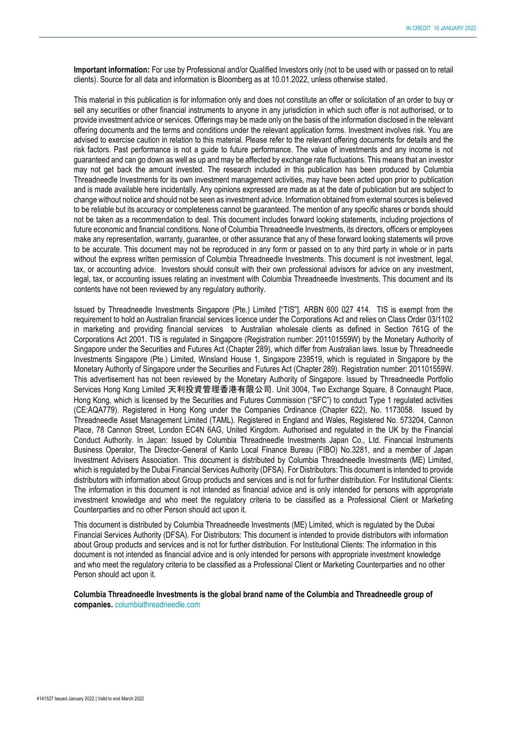**Important information:** For use by Professional and/or Qualified Investors only (not to be used with or passed on to retail clients). Source for all data and information is Bloomberg as at 10.01.2022, unless otherwise stated.

This material in this publication is for information only and does not constitute an offer or solicitation of an order to buy or sell any securities or other financial instruments to anyone in any jurisdiction in which such offer is not authorised, or to provide investment advice or services. Offerings may be made only on the basis of the information disclosed in the relevant offering documents and the terms and conditions under the relevant application forms. Investment involves risk. You are advised to exercise caution in relation to this material. Please refer to the relevant offering documents for details and the risk factors. Past performance is not a guide to future performance. The value of investments and any income is not guaranteed and can go down as well as up and may be affected by exchange rate fluctuations. This means that an investor may not get back the amount invested. The research included in this publication has been produced by Columbia Threadneedle Investments for its own investment management activities, may have been acted upon prior to publication and is made available here incidentally. Any opinions expressed are made as at the date of publication but are subject to change without notice and should not be seen as investment advice. Information obtained from external sources is believed to be reliable but its accuracy or completeness cannot be guaranteed. The mention of any specific shares or bonds should not be taken as a recommendation to deal. This document includes forward looking statements, including projections of future economic and financial conditions. None of Columbia Threadneedle Investments, its directors, officers or employees make any representation, warranty, guarantee, or other assurance that any of these forward looking statements will prove to be accurate. This document may not be reproduced in any form or passed on to any third party in whole or in parts without the express written permission of Columbia Threadneedle Investments. This document is not investment, legal, tax, or accounting advice. Investors should consult with their own professional advisors for advice on any investment, legal, tax, or accounting issues relating an investment with Columbia Threadneedle Investments. This document and its contents have not been reviewed by any regulatory authority.

Issued by Threadneedle Investments Singapore (Pte.) Limited ["TIS"], ARBN 600 027 414. TIS is exempt from the requirement to hold an Australian financial services licence under the Corporations Act and relies on Class Order 03/1102 in marketing and providing financial services to Australian wholesale clients as defined in Section 761G of the Corporations Act 2001. TIS is regulated in Singapore (Registration number: 201101559W) by the Monetary Authority of Singapore under the Securities and Futures Act (Chapter 289), which differ from Australian laws. Issue by Threadneedle Investments Singapore (Pte.) Limited, Winsland House 1, Singapore 239519, which is regulated in Singapore by the Monetary Authority of Singapore under the Securities and Futures Act (Chapter 289). Registration number: 201101559W. This advertisement has not been reviewed by the Monetary Authority of Singapore. Issued by Threadneedle Portfolio Services Hong Kong Limited 天利投資管理香港有限公司. Unit 3004, Two Exchange Square, 8 Connaught Place, Hong Kong, which is licensed by the Securities and Futures Commission ("SFC") to conduct Type 1 regulated activities (CE:AQA779). Registered in Hong Kong under the Companies Ordinance (Chapter 622), No. 1173058. Issued by Threadneedle Asset Management Limited (TAML). Registered in England and Wales, Registered No. 573204, Cannon Place, 78 Cannon Street, London EC4N 6AG, United Kingdom. Authorised and regulated in the UK by the Financial Conduct Authority. In Japan: Issued by Columbia Threadneedle Investments Japan Co., Ltd. Financial Instruments Business Operator, The Director-General of Kanto Local Finance Bureau (FIBO) No.3281, and a member of Japan Investment Advisers Association. This document is distributed by Columbia Threadneedle Investments (ME) Limited, which is regulated by the Dubai Financial Services Authority (DFSA). For Distributors: This document is intended to provide distributors with information about Group products and services and is not for further distribution. For Institutional Clients: The information in this document is not intended as financial advice and is only intended for persons with appropriate investment knowledge and who meet the regulatory criteria to be classified as a Professional Client or Marketing Counterparties and no other Person should act upon it.

This document is distributed by Columbia Threadneedle Investments (ME) Limited, which is regulated by the Dubai Financial Services Authority (DFSA). For Distributors: This document is intended to provide distributors with information about Group products and services and is not for further distribution. For Institutional Clients: The information in this document is not intended as financial advice and is only intended for persons with appropriate investment knowledge and who meet the regulatory criteria to be classified as a Professional Client or Marketing Counterparties and no other Person should act upon it.

**Columbia Threadneedle Investments is the global brand name of the Columbia and Threadneedle group of companies.** columbiathreadneedle.com

4141527 Issued January 2022 | Valid to end March 2022